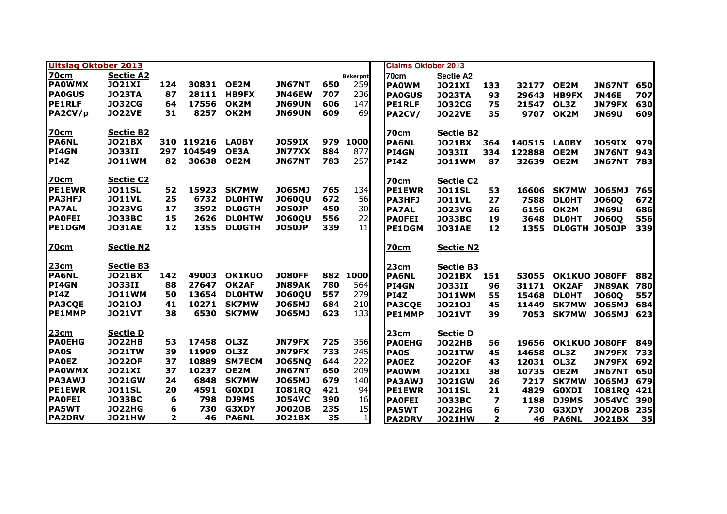## Uitslag Oktober 2013

| 70cm | Sectie A2 | | | | | | Bekerpnt |
|---|---|---|---|---|---|---|---|
| PA0WMX | JO21XI | 124 | 30831 | OE2M | JN67NT | 650 | 259 |
| PA0GUS | JO23TA | 87 | 28111 | HB9FX | JN46EW | 707 | 236 |
| PE1RLF | JO32CG | 64 | 17556 | OK2M | JN69UN | 606 | 147 |
| PA2CV/p | JO22VE | 31 | 8257 | OK2M | JN69UN | 609 | 69 |

| 70cm | Sectie B2 | | | | | | |
|---|---|---|---|---|---|---|---|
| PA6NL | JO21BX | 310 | 119216 | LA0BY | JO59IX | 979 | 1000 |
| PI4GN | JO33II | 297 | 104549 | OE3A | JN77XX | 884 | 877 |
| PI4Z | JO11WM | 82 | 30638 | OE2M | JN67NT | 783 | 257 |

| 70cm | Sectie C2 | | | | | | |
|---|---|---|---|---|---|---|---|
| PE1EWR | JO11SL | 52 | 15923 | SK7MW | JO65MJ | 765 | 134 |
| PA3HFJ | JO11VL | 25 | 6732 | DL0HTW | JO60QU | 672 | 56 |
| PA7AL | JO23VG | 17 | 3592 | DL0GTH | JO50JP | 450 | 30 |
| PA0FEI | JO33BC | 15 | 2626 | DL0HTW | JO60QU | 556 | 22 |
| PE1DGM | JO31AE | 12 | 1355 | DL0GTH | JO50JP | 339 | 11 |

| 70cm | Sectie N2 |
|---|---|

| 23cm | Sectie B3 | | | | | | |
|---|---|---|---|---|---|---|---|
| PA6NL | JO21BX | 142 | 49003 | OK1KUO | JO80FF | 882 | 1000 |
| PI4GN | JO33II | 88 | 27647 | OK2AF | JN89AK | 780 | 564 |
| PI4Z | JO11WM | 50 | 13654 | DL0HTW | JO60QU | 557 | 279 |
| PA3CQE | JO21OJ | 41 | 10271 | SK7MW | JO65MJ | 684 | 210 |
| PE1MMP | JO21VT | 38 | 6530 | SK7MW | JO65MJ | 623 | 133 |

| 23cm | Sectie D | | | | | | |
|---|---|---|---|---|---|---|---|
| PA0EHG | JO22HB | 53 | 17458 | OL3Z | JN79FX | 725 | 356 |
| PA0S | JO21TW | 39 | 11999 | OL3Z | JN79FX | 733 | 245 |
| PA0EZ | JO22OF | 37 | 10889 | SM7ECM | JO65NQ | 644 | 222 |
| PA0WMX | JO21XI | 37 | 10237 | OE2M | JN67NT | 650 | 209 |
| PA3AWJ | JO21GW | 24 | 6848 | SK7MW | JO65MJ | 679 | 140 |
| PE1EWR | JO11SL | 20 | 4591 | G0XDI | IO81RQ | 421 | 94 |
| PA0FEI | JO33BC | 6 | 798 | DJ9MS | JO54VC | 390 | 16 |
| PA5WT | JO22HG | 6 | 730 | G3XDY | JO02OB | 235 | 15 |
| PA2DRV | JO21HW | 2 | 46 | PA6NL | JO21BX | 35 | 1 |

## Claims Oktober 2013

| 70cm | Sectie A2 | | | | | |
|---|---|---|---|---|---|---|
| PA0WM | JO21XI | 133 | 32177 | OE2M | JN67NT | 650 |
| PA0GUS | JO23TA | 93 | 29643 | HB9FX | JN46E | 707 |
| PE1RLF | JO32CG | 75 | 21547 | OL3Z | JN79FX | 630 |
| PA2CV/ | JO22VE | 35 | 9707 | OK2M | JN69U | 609 |

| 70cm | Sectie B2 | | | | | |
|---|---|---|---|---|---|---|
| PA6NL | JO21BX | 364 | 140515 | LA0BY | JO59IX | 979 |
| PI4GN | JO33II | 334 | 122888 | OE2M | JN76NT | 943 |
| PI4Z | JO11WM | 87 | 32639 | OE2M | JN67NT | 783 |

| 70cm | Sectie C2 | | | | | |
|---|---|---|---|---|---|---|
| PE1EWR | JO11SL | 53 | 16606 | SK7MW | JO65MJ | 765 |
| PA3HFJ | JO11VL | 27 | 7588 | DL0HT | JO60Q | 672 |
| PA7AL | JO23VG | 26 | 6156 | OK2M | JN69U | 686 |
| PA0FEI | JO33BC | 19 | 3648 | DL0HT | JO60Q | 556 |
| PE1DGM | JO31AE | 12 | 1355 | DL0GTH | JO50JP | 339 |

| 70cm | Sectie N2 |
|---|---|

| 23cm | Sectie B3 | | | | | |
|---|---|---|---|---|---|---|
| PA6NL | JO21BX | 151 | 53055 | OK1KUO | JO80FF | 882 |
| PI4GN | JO33II | 96 | 31171 | OK2AF | JN89AK | 780 |
| PI4Z | JO11WM | 55 | 15468 | DL0HT | JO60Q | 557 |
| PA3CQE | JO21OJ | 45 | 11449 | SK7MW | JO65MJ | 684 |
| PE1MMP | JO21VT | 39 | 7053 | SK7MW | JO65MJ | 623 |

| 23cm | Sectie D | | | | | |
|---|---|---|---|---|---|---|
| PA0EHG | JO22HB | 56 | 19656 | OK1KUO | JO80FF | 849 |
| PA0S | JO21TW | 45 | 14658 | OL3Z | JN79FX | 733 |
| PA0EZ | JO22OF | 43 | 12031 | OL3Z | JN79FX | 692 |
| PA0WM | JO21XI | 38 | 10735 | OE2M | JN67NT | 650 |
| PA3AWJ | JO21GW | 26 | 7217 | SK7MW | JO65MJ | 679 |
| PE1EWR | JO11SL | 21 | 4829 | G0XDI | IO81RQ | 421 |
| PA0FEI | JO33BC | 7 | 1188 | DJ9MS | JO54VC | 390 |
| PA5WT | JO22HG | 6 | 730 | G3XDY | JO02OB | 235 |
| PA2DRV | JO21HW | 2 | 46 | PA6NL | JO21BX | 35 |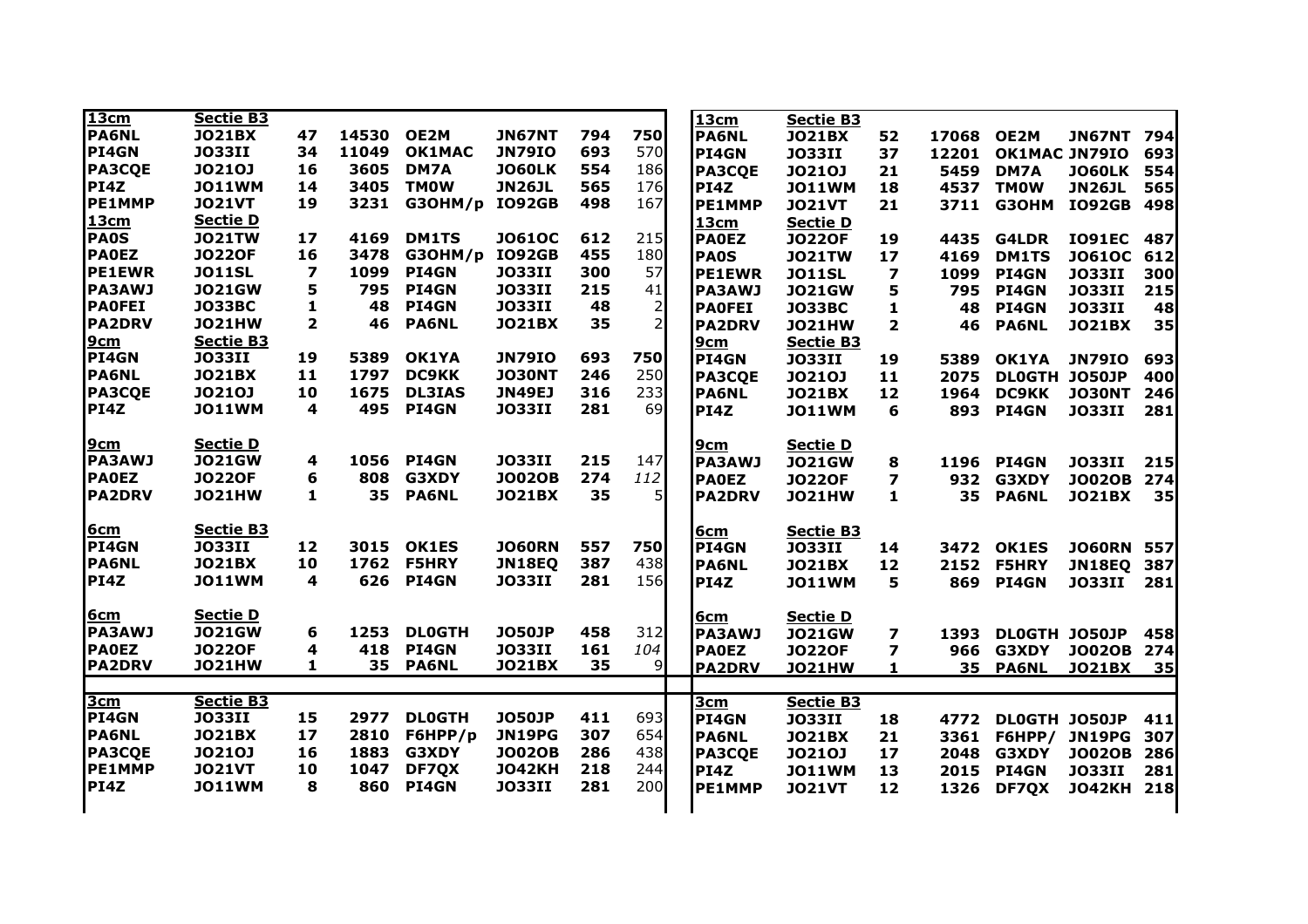| 13cm | Sectie B3 | | | | | | |
|---|---|---|---|---|---|---|---|
| PA6NL | JO21BX | 47 | 14530 | OE2M | JN67NT | 794 | 750 |
| PI4GN | JO33II | 34 | 11049 | OK1MAC | JN79IO | 693 | 570 |
| PA3CQE | JO21OJ | 16 | 3605 | DM7A | JO60LK | 554 | 186 |
| PI4Z | JO11WM | 14 | 3405 | TM0W | JN26JL | 565 | 176 |
| PE1MMP | JO21VT | 19 | 3231 | G3OHM/p | IO92GB | 498 | 167 |
| **13cm** | **Sectie D** | | | | | | |
| PA0S | JO21TW | 17 | 4169 | DM1TS | JO61OC | 612 | 215 |
| PA0EZ | JO22OF | 16 | 3478 | G3OHM/p | IO92GB | 455 | 180 |
| PE1EWR | JO11SL | 7 | 1099 | PI4GN | JO33II | 300 | 57 |
| PA3AWJ | JO21GW | 5 | 795 | PI4GN | JO33II | 215 | 41 |
| PA0FEI | JO33BC | 1 | 48 | PI4GN | JO33II | 48 | 2 |
| PA2DRV | JO21HW | 2 | 46 | PA6NL | JO21BX | 35 | 2 |
| **9cm** | **Sectie B3** | | | | | | |
| PI4GN | JO33II | 19 | 5389 | OK1YA | JN79IO | 693 | 750 |
| PA6NL | JO21BX | 11 | 1797 | DC9KK | JO30NT | 246 | 250 |
| PA3CQE | JO21OJ | 10 | 1675 | DL3IAS | JN49EJ | 316 | 233 |
| PI4Z | JO11WM | 4 | 495 | PI4GN | JO33II | 281 | 69 |
| **9cm** | **Sectie D** | | | | | | |
| PA3AWJ | JO21GW | 4 | 1056 | PI4GN | JO33II | 215 | 147 |
| PA0EZ | JO22OF | 6 | 808 | G3XDY | JO02OB | 274 | *112* |
| PA2DRV | JO21HW | 1 | 35 | PA6NL | JO21BX | 35 | 5 |
| **6cm** | **Sectie B3** | | | | | | |
| PI4GN | JO33II | 12 | 3015 | OK1ES | JO60RN | 557 | 750 |
| PA6NL | JO21BX | 10 | 1762 | F5HRY | JN18EQ | 387 | 438 |
| PI4Z | JO11WM | 4 | 626 | PI4GN | JO33II | 281 | 156 |
| **6cm** | **Sectie D** | | | | | | |
| PA3AWJ | JO21GW | 6 | 1253 | DL0GTH | JO50JP | 458 | 312 |
| PA0EZ | JO22OF | 4 | 418 | PI4GN | JO33II | 161 | *104* |
| PA2DRV | JO21HW | 1 | 35 | PA6NL | JO21BX | 35 | 9 |
| **3cm** | **Sectie B3** | | | | | | |
| PI4GN | JO33II | 15 | 2977 | DL0GTH | JO50JP | 411 | 693 |
| PA6NL | JO21BX | 17 | 2810 | F6HPP/p | JN19PG | 307 | 654 |
| PA3CQE | JO21OJ | 16 | 1883 | G3XDY | JO02OB | 286 | 438 |
| PE1MMP | JO21VT | 10 | 1047 | DF7QX | JO42KH | 218 | 244 |
| PI4Z | JO11WM | 8 | 860 | PI4GN | JO33II | 281 | 200 |

| 13cm | Sectie B3 | | | | | |
|---|---|---|---|---|---|---|
| PA6NL | JO21BX | 52 | 17068 | OE2M | JN67NT | 794 |
| PI4GN | JO33II | 37 | 12201 | OK1MAC | JN79IO | 693 |
| PA3CQE | JO21OJ | 21 | 5459 | DM7A | JO60LK | 554 |
| PI4Z | JO11WM | 18 | 4537 | TM0W | JN26JL | 565 |
| PE1MMP | JO21VT | 21 | 3711 | G3OHM | IO92GB | 498 |
| **13cm** | **Sectie D** | | | | | |
| PA0EZ | JO22OF | 19 | 4435 | G4LDR | IO91EC | 487 |
| PA0S | JO21TW | 17 | 4169 | DM1TS | JO61OC | 612 |
| PE1EWR | JO11SL | 7 | 1099 | PI4GN | JO33II | 300 |
| PA3AWJ | JO21GW | 5 | 795 | PI4GN | JO33II | 215 |
| PA0FEI | JO33BC | 1 | 48 | PI4GN | JO33II | 48 |
| PA2DRV | JO21HW | 2 | 46 | PA6NL | JO21BX | 35 |
| **9cm** | **Sectie B3** | | | | | |
| PI4GN | JO33II | 19 | 5389 | OK1YA | JN79IO | 693 |
| PA3CQE | JO21OJ | 11 | 2075 | DL0GTH | JO50JP | 400 |
| PA6NL | JO21BX | 12 | 1964 | DC9KK | JO30NT | 246 |
| PI4Z | JO11WM | 6 | 893 | PI4GN | JO33II | 281 |
| **9cm** | **Sectie D** | | | | | |
| PA3AWJ | JO21GW | 8 | 1196 | PI4GN | JO33II | 215 |
| PA0EZ | JO22OF | 7 | 932 | G3XDY | JO02OB | 274 |
| PA2DRV | JO21HW | 1 | 35 | PA6NL | JO21BX | 35 |
| **6cm** | **Sectie B3** | | | | | |
| PI4GN | JO33II | 14 | 3472 | OK1ES | JO60RN | 557 |
| PA6NL | JO21BX | 12 | 2152 | F5HRY | JN18EQ | 387 |
| PI4Z | JO11WM | 5 | 869 | PI4GN | JO33II | 281 |
| **6cm** | **Sectie D** | | | | | |
| PA3AWJ | JO21GW | 7 | 1393 | DL0GTH | JO50JP | 458 |
| PA0EZ | JO22OF | 7 | 966 | G3XDY | JO02OB | 274 |
| PA2DRV | JO21HW | 1 | 35 | PA6NL | JO21BX | 35 |
| **3cm** | **Sectie B3** | | | | | |
| PI4GN | JO33II | 18 | 4772 | DL0GTH | JO50JP | 411 |
| PA6NL | JO21BX | 21 | 3361 | F6HPP/ | JN19PG | 307 |
| PA3CQE | JO21OJ | 17 | 2048 | G3XDY | JO02OB | 286 |
| PI4Z | JO11WM | 13 | 2015 | PI4GN | JO33II | 281 |
| PE1MMP | JO21VT | 12 | 1326 | DF7QX | JO42KH | 218 |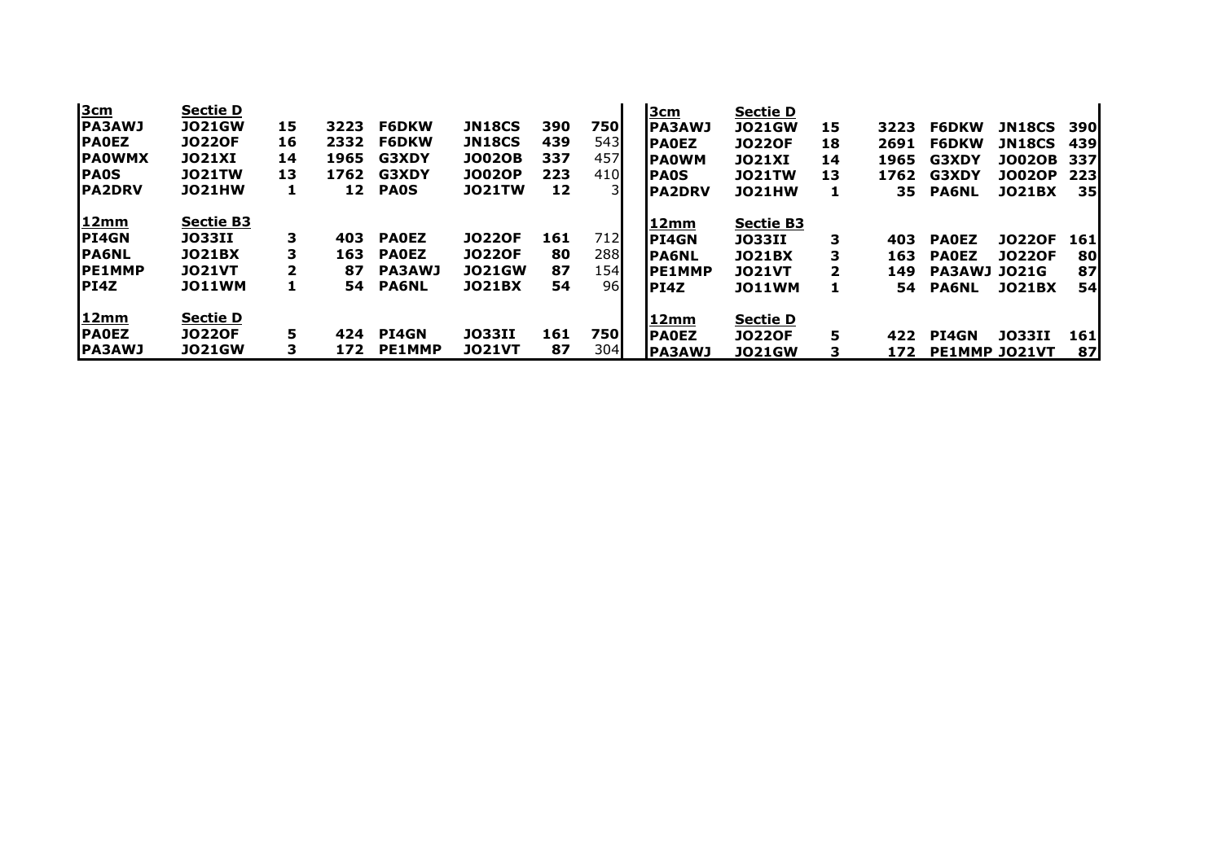| | | | | | | | | | | | | | | | |
|---|---|---|---|---|---|---|---|---|---|---|---|---|---|---|---|
| **3cm** | **Sectie D** | | | | | | | **3cm** | **Sectie D** | | | | | | |
| **PA3AWJ** | **JO21GW** | **15** | **3223** | **F6DKW** | **JN18CS** | **390** | **750** | **PA3AWJ** | **JO21GW** | **15** | **3223** | **F6DKW** | **JN18CS** | **390** | |
| **PA0EZ** | **JO22OF** | **16** | **2332** | **F6DKW** | **JN18CS** | **439** | 543 | **PA0EZ** | **JO22OF** | **18** | **2691** | **F6DKW** | **JN18CS** | **439** | |
| **PA0WMX** | **JO21XI** | **14** | **1965** | **G3XDY** | **JO02OB** | **337** | 457 | **PA0WM** | **JO21XI** | **14** | **1965** | **G3XDY** | **JO02OB** | **337** | |
| **PA0S** | **JO21TW** | **13** | **1762** | **G3XDY** | **JO02OP** | **223** | 410 | **PA0S** | **JO21TW** | **13** | **1762** | **G3XDY** | **JO02OP** | **223** | |
| **PA2DRV** | **JO21HW** | **1** | **12** | **PA0S** | **JO21TW** | **12** | 3 | **PA2DRV** | **JO21HW** | **1** | **35** | **PA6NL** | **JO21BX** | **35** | |
| **12mm** | **Sectie B3** | | | | | | | **12mm** | **Sectie B3** | | | | | | |
| **PI4GN** | **JO33II** | **3** | **403** | **PA0EZ** | **JO22OF** | **161** | 712 | **PI4GN** | **JO33II** | **3** | **403** | **PA0EZ** | **JO22OF** | **161** | |
| **PA6NL** | **JO21BX** | **3** | **163** | **PA0EZ** | **JO22OF** | **80** | 288 | **PA6NL** | **JO21BX** | **3** | **163** | **PA0EZ** | **JO22OF** | **80** | |
| **PE1MMP** | **JO21VT** | **2** | **87** | **PA3AWJ** | **JO21GW** | **87** | 154 | **PE1MMP** | **JO21VT** | **2** | **149** | **PA3AWJ** | **JO21G** | **87** | |
| **PI4Z** | **JO11WM** | **1** | **54** | **PA6NL** | **JO21BX** | **54** | 96 | **PI4Z** | **JO11WM** | **1** | **54** | **PA6NL** | **JO21BX** | **54** | |
| **12mm** | **Sectie D** | | | | | | | **12mm** | **Sectie D** | | | | | | |
| **PA0EZ** | **JO22OF** | **5** | **424** | **PI4GN** | **JO33II** | **161** | **750** | **PA0EZ** | **JO22OF** | **5** | **422** | **PI4GN** | **JO33II** | **161** | |
| **PA3AWJ** | **JO21GW** | **3** | **172** | **PE1MMP** | **JO21VT** | **87** | 304 | **PA3AWJ** | **JO21GW** | **3** | **172** | **PE1MMP** | **JO21VT** | **87** | |